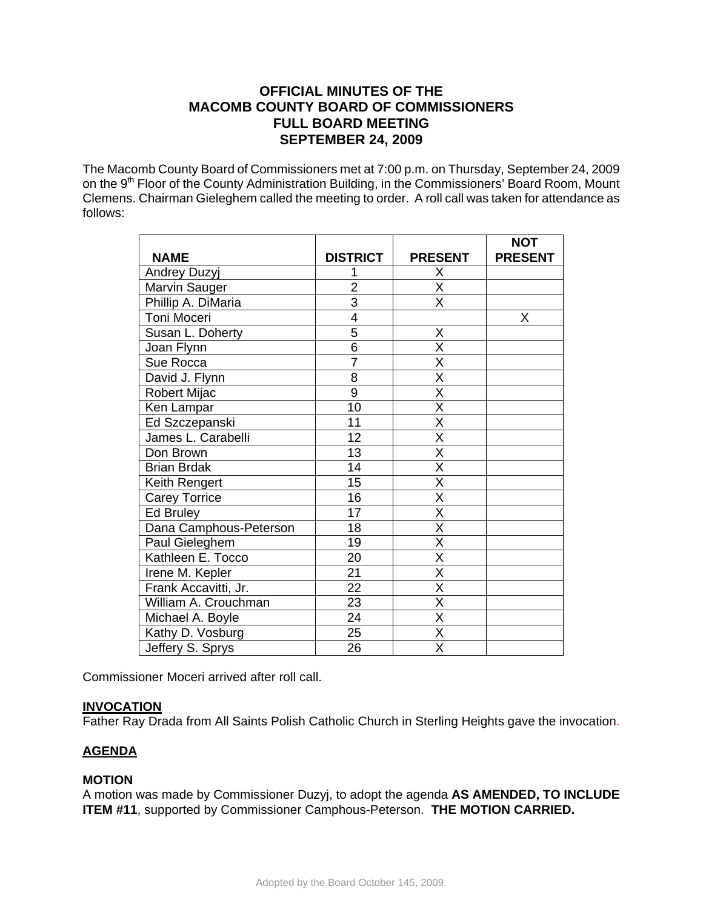# OFFICIAL MINUTES OF THE MACOMB COUNTY BOARD OF COMMISSIONERS FULL BOARD MEETING SEPTEMBER 24, 2009

The Macomb County Board of Commissioners met at 7:00 p.m. on Thursday, September 24, 2009 on the 9th Floor of the County Administration Building, in the Commissioners' Board Room, Mount Clemens. Chairman Gieleghem called the meeting to order. A roll call was taken for attendance as follows:

| NAME | DISTRICT | PRESENT | NOT PRESENT |
|---|---|---|---|
| Andrey Duzyj | 1 | X | |
| Marvin Sauger | 2 | X | |
| Phillip A. DiMaria | 3 | X | |
| Toni Moceri | 4 | | X |
| Susan L. Doherty | 5 | X | |
| Joan Flynn | 6 | X | |
| Sue Rocca | 7 | X | |
| David J. Flynn | 8 | X | |
| Robert Mijac | 9 | X | |
| Ken Lampar | 10 | X | |
| Ed Szczepanski | 11 | X | |
| James L. Carabelli | 12 | X | |
| Don Brown | 13 | X | |
| Brian Brdak | 14 | X | |
| Keith Rengert | 15 | X | |
| Carey Torrice | 16 | X | |
| Ed Bruley | 17 | X | |
| Dana Camphous-Peterson | 18 | X | |
| Paul Gieleghem | 19 | X | |
| Kathleen E. Tocco | 20 | X | |
| Irene M. Kepler | 21 | X | |
| Frank Accavitti, Jr. | 22 | X | |
| William A. Crouchman | 23 | X | |
| Michael A. Boyle | 24 | X | |
| Kathy D. Vosburg | 25 | X | |
| Jeffery S. Sprys | 26 | X | |

Commissioner Moceri arrived after roll call.

**INVOCATION**

Father Ray Drada from All Saints Polish Catholic Church in Sterling Heights gave the invocation.

**AGENDA**

**MOTION**

A motion was made by Commissioner Duzyj, to adopt the agenda **AS AMENDED, TO INCLUDE ITEM #11**, supported by Commissioner Camphous-Peterson. **THE MOTION CARRIED.**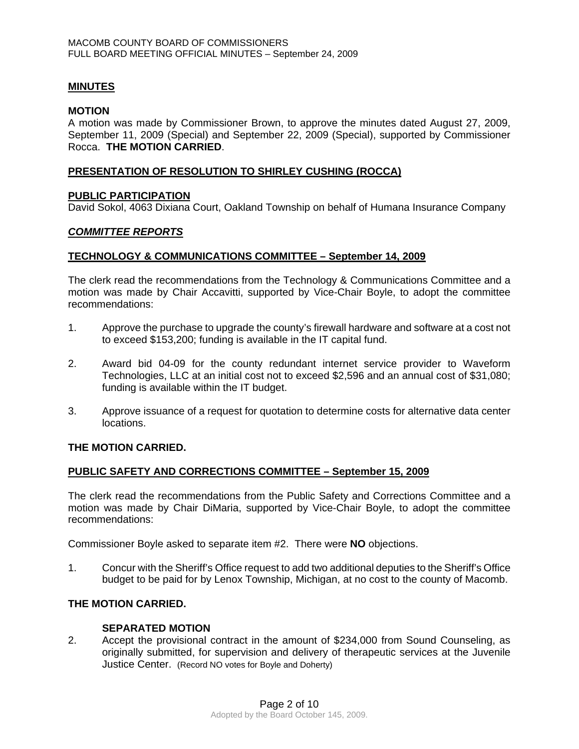## MINUTES

### MOTION

A motion was made by Commissioner Brown, to approve the minutes dated August 27, 2009, September 11, 2009 (Special) and September 22, 2009 (Special), supported by Commissioner Rocca. **THE MOTION CARRIED**.

## PRESENTATION OF RESOLUTION TO SHIRLEY CUSHING (ROCCA)

## PUBLIC PARTICIPATION

David Sokol, 4063 Dixiana Court, Oakland Township on behalf of Humana Insurance Company

## *COMMITTEE REPORTS*

## TECHNOLOGY & COMMUNICATIONS COMMITTEE – September 14, 2009

The clerk read the recommendations from the Technology & Communications Committee and a motion was made by Chair Accavitti, supported by Vice-Chair Boyle, to adopt the committee recommendations:

1. Approve the purchase to upgrade the county's firewall hardware and software at a cost not to exceed $153,200; funding is available in the IT capital fund.

2. Award bid 04-09 for the county redundant internet service provider to Waveform Technologies, LLC at an initial cost not to exceed $2,596 and an annual cost of $31,080; funding is available within the IT budget.

3. Approve issuance of a request for quotation to determine costs for alternative data center locations.

**THE MOTION CARRIED.**

## PUBLIC SAFETY AND CORRECTIONS COMMITTEE – September 15, 2009

The clerk read the recommendations from the Public Safety and Corrections Committee and a motion was made by Chair DiMaria, supported by Vice-Chair Boyle, to adopt the committee recommendations:

Commissioner Boyle asked to separate item #2. There were **NO** objections.

1. Concur with the Sheriff's Office request to add two additional deputies to the Sheriff's Office budget to be paid for by Lenox Township, Michigan, at no cost to the county of Macomb.

**THE MOTION CARRIED.**

**SEPARATED MOTION**

2. Accept the provisional contract in the amount of $234,000 from Sound Counseling, as originally submitted, for supervision and delivery of therapeutic services at the Juvenile Justice Center. (Record NO votes for Boyle and Doherty)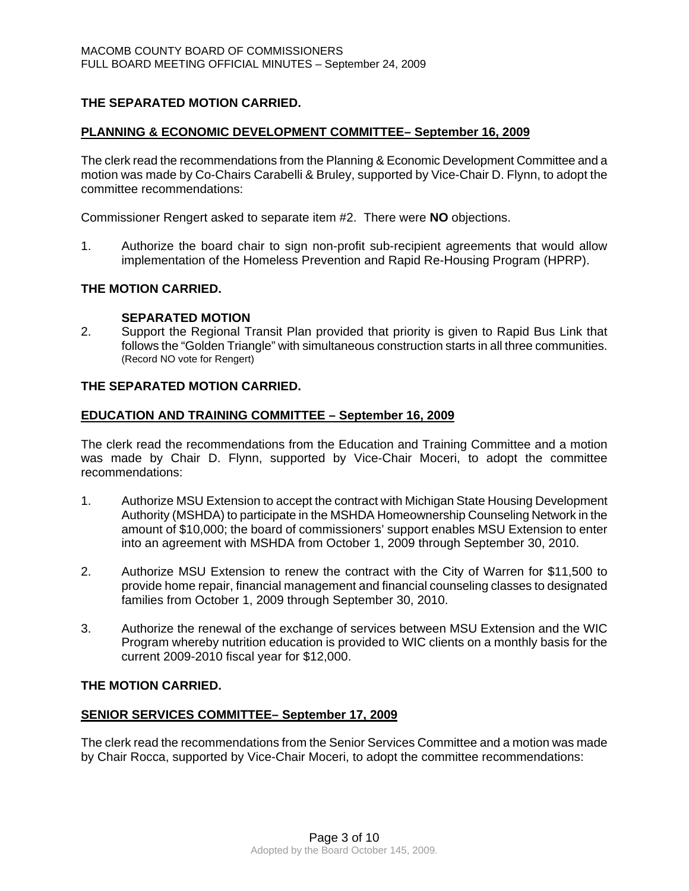**THE SEPARATED MOTION CARRIED.**

**PLANNING & ECONOMIC DEVELOPMENT COMMITTEE– September 16, 2009**

The clerk read the recommendations from the Planning & Economic Development Committee and a motion was made by Co-Chairs Carabelli & Bruley, supported by Vice-Chair D. Flynn, to adopt the committee recommendations:

Commissioner Rengert asked to separate item #2. There were **NO** objections.

1. Authorize the board chair to sign non-profit sub-recipient agreements that would allow implementation of the Homeless Prevention and Rapid Re-Housing Program (HPRP).

**THE MOTION CARRIED.**

**SEPARATED MOTION**

2. Support the Regional Transit Plan provided that priority is given to Rapid Bus Link that follows the "Golden Triangle" with simultaneous construction starts in all three communities. (Record NO vote for Rengert)

**THE SEPARATED MOTION CARRIED.**

**EDUCATION AND TRAINING COMMITTEE – September 16, 2009**

The clerk read the recommendations from the Education and Training Committee and a motion was made by Chair D. Flynn, supported by Vice-Chair Moceri, to adopt the committee recommendations:

1. Authorize MSU Extension to accept the contract with Michigan State Housing Development Authority (MSHDA) to participate in the MSHDA Homeownership Counseling Network in the amount of $10,000; the board of commissioners' support enables MSU Extension to enter into an agreement with MSHDA from October 1, 2009 through September 30, 2010.

2. Authorize MSU Extension to renew the contract with the City of Warren for $11,500 to provide home repair, financial management and financial counseling classes to designated families from October 1, 2009 through September 30, 2010.

3. Authorize the renewal of the exchange of services between MSU Extension and the WIC Program whereby nutrition education is provided to WIC clients on a monthly basis for the current 2009-2010 fiscal year for $12,000.

**THE MOTION CARRIED.**

**SENIOR SERVICES COMMITTEE– September 17, 2009**

The clerk read the recommendations from the Senior Services Committee and a motion was made by Chair Rocca, supported by Vice-Chair Moceri, to adopt the committee recommendations: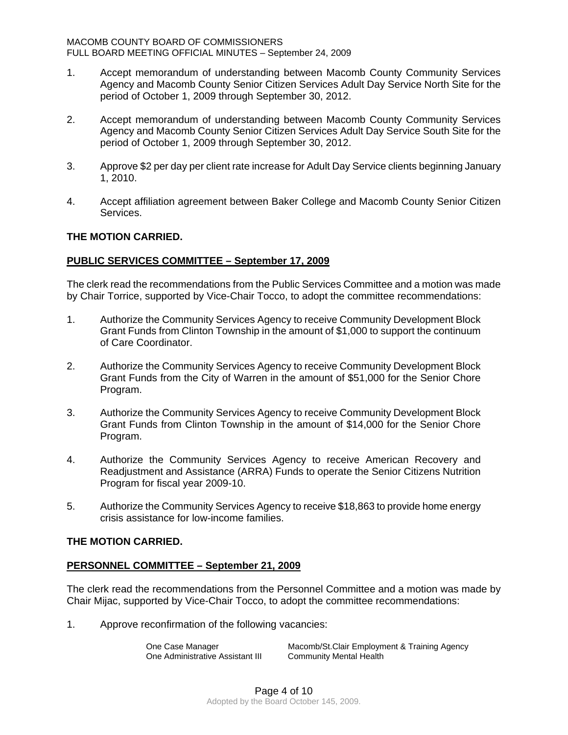1. Accept memorandum of understanding between Macomb County Community Services Agency and Macomb County Senior Citizen Services Adult Day Service North Site for the period of October 1, 2009 through September 30, 2012.

2. Accept memorandum of understanding between Macomb County Community Services Agency and Macomb County Senior Citizen Services Adult Day Service South Site for the period of October 1, 2009 through September 30, 2012.

3. Approve $2 per day per client rate increase for Adult Day Service clients beginning January 1, 2010.

4. Accept affiliation agreement between Baker College and Macomb County Senior Citizen Services.

**THE MOTION CARRIED.**

**PUBLIC SERVICES COMMITTEE – September 17, 2009**

The clerk read the recommendations from the Public Services Committee and a motion was made by Chair Torrice, supported by Vice-Chair Tocco, to adopt the committee recommendations:

1. Authorize the Community Services Agency to receive Community Development Block Grant Funds from Clinton Township in the amount of $1,000 to support the continuum of Care Coordinator.

2. Authorize the Community Services Agency to receive Community Development Block Grant Funds from the City of Warren in the amount of $51,000 for the Senior Chore Program.

3. Authorize the Community Services Agency to receive Community Development Block Grant Funds from Clinton Township in the amount of $14,000 for the Senior Chore Program.

4. Authorize the Community Services Agency to receive American Recovery and Readjustment and Assistance (ARRA) Funds to operate the Senior Citizens Nutrition Program for fiscal year 2009-10.

5. Authorize the Community Services Agency to receive $18,863 to provide home energy crisis assistance for low-income families.

**THE MOTION CARRIED.**

**PERSONNEL COMMITTEE – September 21, 2009**

The clerk read the recommendations from the Personnel Committee and a motion was made by Chair Mijac, supported by Vice-Chair Tocco, to adopt the committee recommendations:

1. Approve reconfirmation of the following vacancies:

| | |
|---|---|
| One Case Manager | Macomb/St.Clair Employment & Training Agency |
| One Administrative Assistant III | Community Mental Health |

Adopted by the Board October 145, 2009.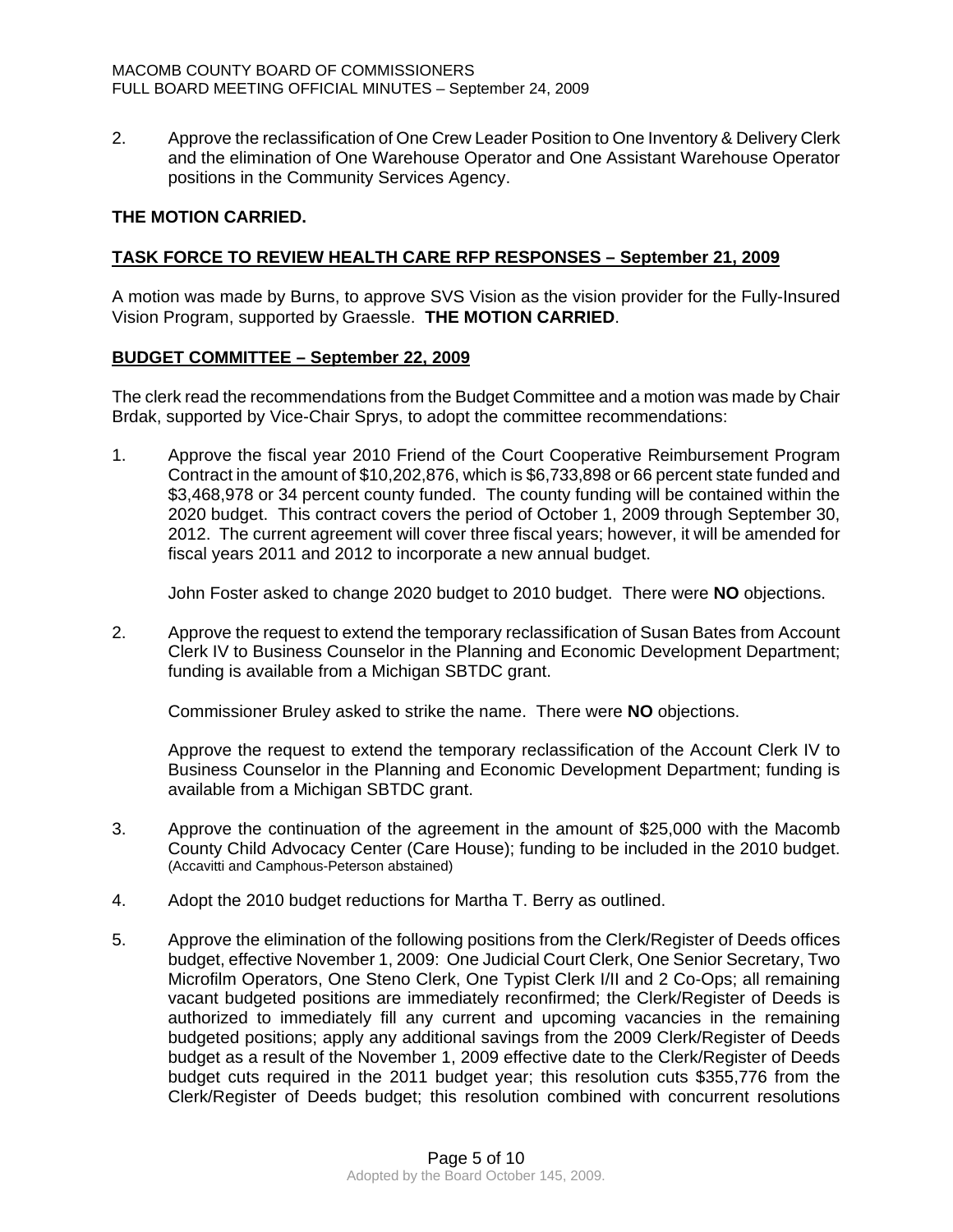2. Approve the reclassification of One Crew Leader Position to One Inventory & Delivery Clerk and the elimination of One Warehouse Operator and One Assistant Warehouse Operator positions in the Community Services Agency.

**THE MOTION CARRIED.**

**TASK FORCE TO REVIEW HEALTH CARE RFP RESPONSES – September 21, 2009**

A motion was made by Burns, to approve SVS Vision as the vision provider for the Fully-Insured Vision Program, supported by Graessle. **THE MOTION CARRIED**.

**BUDGET COMMITTEE – September 22, 2009**

The clerk read the recommendations from the Budget Committee and a motion was made by Chair Brdak, supported by Vice-Chair Sprys, to adopt the committee recommendations:

1. Approve the fiscal year 2010 Friend of the Court Cooperative Reimbursement Program Contract in the amount of $10,202,876, which is $6,733,898 or 66 percent state funded and $3,468,978 or 34 percent county funded. The county funding will be contained within the 2020 budget. This contract covers the period of October 1, 2009 through September 30, 2012. The current agreement will cover three fiscal years; however, it will be amended for fiscal years 2011 and 2012 to incorporate a new annual budget.

   John Foster asked to change 2020 budget to 2010 budget. There were **NO** objections.

2. Approve the request to extend the temporary reclassification of Susan Bates from Account Clerk IV to Business Counselor in the Planning and Economic Development Department; funding is available from a Michigan SBTDC grant.

   Commissioner Bruley asked to strike the name. There were **NO** objections.

   Approve the request to extend the temporary reclassification of the Account Clerk IV to Business Counselor in the Planning and Economic Development Department; funding is available from a Michigan SBTDC grant.

3. Approve the continuation of the agreement in the amount of $25,000 with the Macomb County Child Advocacy Center (Care House); funding to be included in the 2010 budget. (Accavitti and Camphous-Peterson abstained)

4. Adopt the 2010 budget reductions for Martha T. Berry as outlined.

5. Approve the elimination of the following positions from the Clerk/Register of Deeds offices budget, effective November 1, 2009: One Judicial Court Clerk, One Senior Secretary, Two Microfilm Operators, One Steno Clerk, One Typist Clerk I/II and 2 Co-Ops; all remaining vacant budgeted positions are immediately reconfirmed; the Clerk/Register of Deeds is authorized to immediately fill any current and upcoming vacancies in the remaining budgeted positions; apply any additional savings from the 2009 Clerk/Register of Deeds budget as a result of the November 1, 2009 effective date to the Clerk/Register of Deeds budget cuts required in the 2011 budget year; this resolution cuts $355,776 from the Clerk/Register of Deeds budget; this resolution combined with concurrent resolutions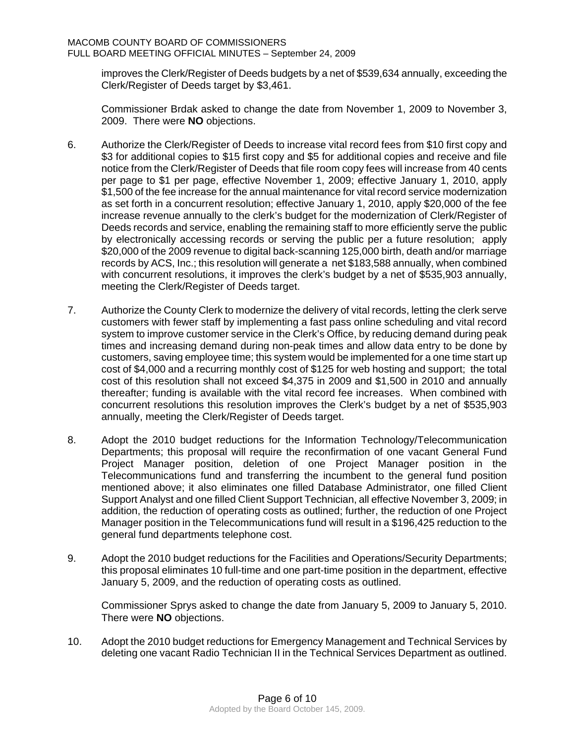improves the Clerk/Register of Deeds budgets by a net of $539,634 annually, exceeding the Clerk/Register of Deeds target by $3,461.

Commissioner Brdak asked to change the date from November 1, 2009 to November 3, 2009. There were **NO** objections.

6. Authorize the Clerk/Register of Deeds to increase vital record fees from $10 first copy and $3 for additional copies to $15 first copy and $5 for additional copies and receive and file notice from the Clerk/Register of Deeds that file room copy fees will increase from 40 cents per page to $1 per page, effective November 1, 2009; effective January 1, 2010, apply $1,500 of the fee increase for the annual maintenance for vital record service modernization as set forth in a concurrent resolution; effective January 1, 2010, apply $20,000 of the fee increase revenue annually to the clerk's budget for the modernization of Clerk/Register of Deeds records and service, enabling the remaining staff to more efficiently serve the public by electronically accessing records or serving the public per a future resolution; apply $20,000 of the 2009 revenue to digital back-scanning 125,000 birth, death and/or marriage records by ACS, Inc.; this resolution will generate a net $183,588 annually, when combined with concurrent resolutions, it improves the clerk's budget by a net of $535,903 annually, meeting the Clerk/Register of Deeds target.

7. Authorize the County Clerk to modernize the delivery of vital records, letting the clerk serve customers with fewer staff by implementing a fast pass online scheduling and vital record system to improve customer service in the Clerk's Office, by reducing demand during peak times and increasing demand during non-peak times and allow data entry to be done by customers, saving employee time; this system would be implemented for a one time start up cost of $4,000 and a recurring monthly cost of $125 for web hosting and support; the total cost of this resolution shall not exceed $4,375 in 2009 and $1,500 in 2010 and annually thereafter; funding is available with the vital record fee increases. When combined with concurrent resolutions this resolution improves the Clerk's budget by a net of $535,903 annually, meeting the Clerk/Register of Deeds target.

8. Adopt the 2010 budget reductions for the Information Technology/Telecommunication Departments; this proposal will require the reconfirmation of one vacant General Fund Project Manager position, deletion of one Project Manager position in the Telecommunications fund and transferring the incumbent to the general fund position mentioned above; it also eliminates one filled Database Administrator, one filled Client Support Analyst and one filled Client Support Technician, all effective November 3, 2009; in addition, the reduction of operating costs as outlined; further, the reduction of one Project Manager position in the Telecommunications fund will result in a $196,425 reduction to the general fund departments telephone cost.

9. Adopt the 2010 budget reductions for the Facilities and Operations/Security Departments; this proposal eliminates 10 full-time and one part-time position in the department, effective January 5, 2009, and the reduction of operating costs as outlined.

Commissioner Sprys asked to change the date from January 5, 2009 to January 5, 2010. There were **NO** objections.

10. Adopt the 2010 budget reductions for Emergency Management and Technical Services by deleting one vacant Radio Technician II in the Technical Services Department as outlined.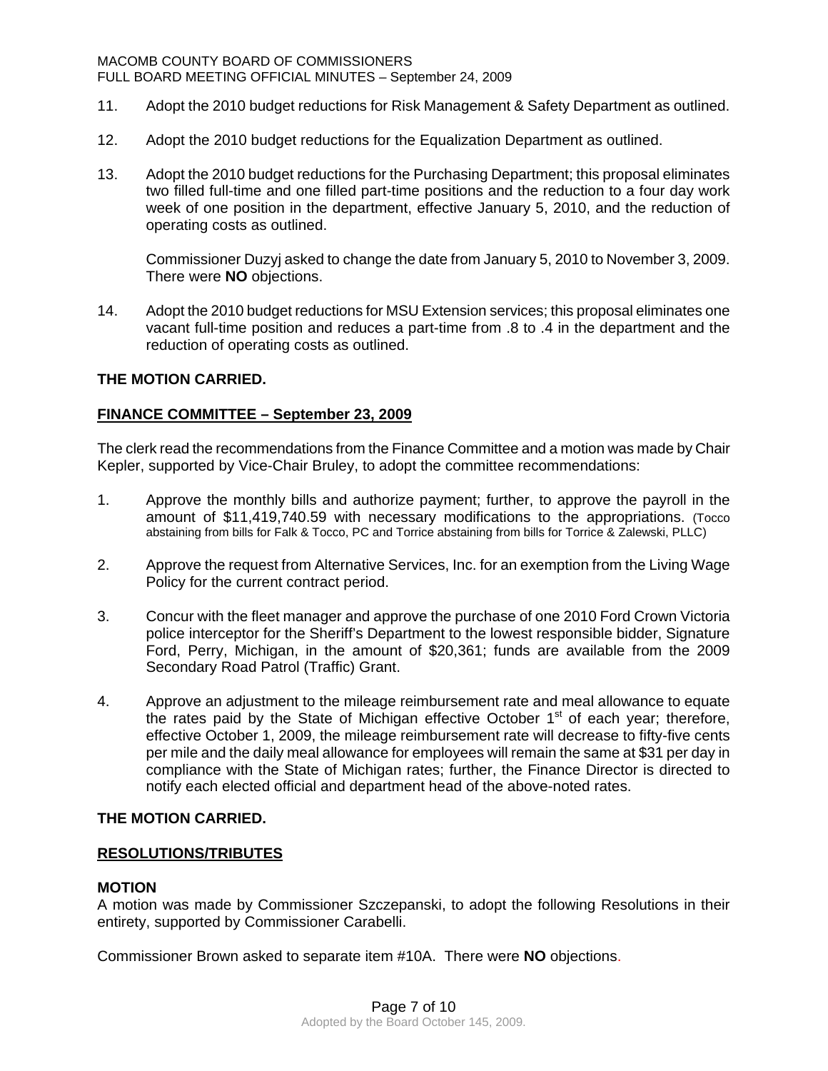11. Adopt the 2010 budget reductions for Risk Management & Safety Department as outlined.

12. Adopt the 2010 budget reductions for the Equalization Department as outlined.

13. Adopt the 2010 budget reductions for the Purchasing Department; this proposal eliminates two filled full-time and one filled part-time positions and the reduction to a four day work week of one position in the department, effective January 5, 2010, and the reduction of operating costs as outlined.

    Commissioner Duzyj asked to change the date from January 5, 2010 to November 3, 2009. There were **NO** objections.

14. Adopt the 2010 budget reductions for MSU Extension services; this proposal eliminates one vacant full-time position and reduces a part-time from .8 to .4 in the department and the reduction of operating costs as outlined.

**THE MOTION CARRIED.**

## FINANCE COMMITTEE – September 23, 2009

The clerk read the recommendations from the Finance Committee and a motion was made by Chair Kepler, supported by Vice-Chair Bruley, to adopt the committee recommendations:

1. Approve the monthly bills and authorize payment; further, to approve the payroll in the amount of $11,419,740.59 with necessary modifications to the appropriations. (Tocco abstaining from bills for Falk & Tocco, PC and Torrice abstaining from bills for Torrice & Zalewski, PLLC)

2. Approve the request from Alternative Services, Inc. for an exemption from the Living Wage Policy for the current contract period.

3. Concur with the fleet manager and approve the purchase of one 2010 Ford Crown Victoria police interceptor for the Sheriff's Department to the lowest responsible bidder, Signature Ford, Perry, Michigan, in the amount of $20,361; funds are available from the 2009 Secondary Road Patrol (Traffic) Grant.

4. Approve an adjustment to the mileage reimbursement rate and meal allowance to equate the rates paid by the State of Michigan effective October 1st of each year; therefore, effective October 1, 2009, the mileage reimbursement rate will decrease to fifty-five cents per mile and the daily meal allowance for employees will remain the same at $31 per day in compliance with the State of Michigan rates; further, the Finance Director is directed to notify each elected official and department head of the above-noted rates.

**THE MOTION CARRIED.**

## RESOLUTIONS/TRIBUTES

**MOTION**

A motion was made by Commissioner Szczepanski, to adopt the following Resolutions in their entirety, supported by Commissioner Carabelli.

Commissioner Brown asked to separate item #10A. There were **NO** objections.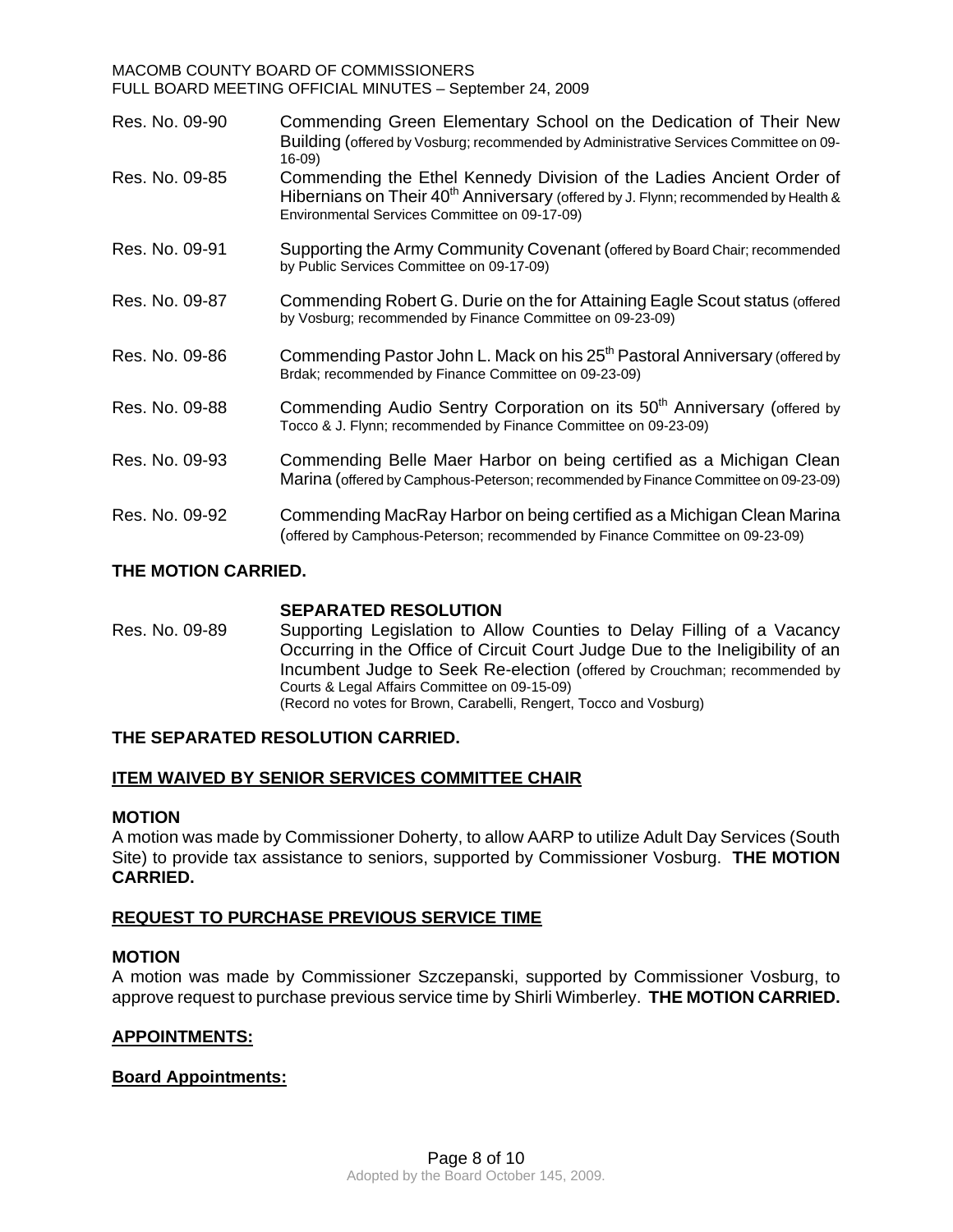Res. No. 09-90 Commending Green Elementary School on the Dedication of Their New Building (offered by Vosburg; recommended by Administrative Services Committee on 09-16-09)

Res. No. 09-85 Commending the Ethel Kennedy Division of the Ladies Ancient Order of Hibernians on Their 40th Anniversary (offered by J. Flynn; recommended by Health & Environmental Services Committee on 09-17-09)

Res. No. 09-91 Supporting the Army Community Covenant (offered by Board Chair; recommended by Public Services Committee on 09-17-09)

Res. No. 09-87 Commending Robert G. Durie on the for Attaining Eagle Scout status (offered by Vosburg; recommended by Finance Committee on 09-23-09)

Res. No. 09-86 Commending Pastor John L. Mack on his 25th Pastoral Anniversary (offered by Brdak; recommended by Finance Committee on 09-23-09)

Res. No. 09-88 Commending Audio Sentry Corporation on its 50th Anniversary (offered by Tocco & J. Flynn; recommended by Finance Committee on 09-23-09)

Res. No. 09-93 Commending Belle Maer Harbor on being certified as a Michigan Clean Marina (offered by Camphous-Peterson; recommended by Finance Committee on 09-23-09)

Res. No. 09-92 Commending MacRay Harbor on being certified as a Michigan Clean Marina (offered by Camphous-Peterson; recommended by Finance Committee on 09-23-09)

**THE MOTION CARRIED.**

**SEPARATED RESOLUTION**

Res. No. 09-89 Supporting Legislation to Allow Counties to Delay Filling of a Vacancy Occurring in the Office of Circuit Court Judge Due to the Ineligibility of an Incumbent Judge to Seek Re-election (offered by Crouchman; recommended by Courts & Legal Affairs Committee on 09-15-09)
(Record no votes for Brown, Carabelli, Rengert, Tocco and Vosburg)

**THE SEPARATED RESOLUTION CARRIED.**

**ITEM WAIVED BY SENIOR SERVICES COMMITTEE CHAIR**

**MOTION**

A motion was made by Commissioner Doherty, to allow AARP to utilize Adult Day Services (South Site) to provide tax assistance to seniors, supported by Commissioner Vosburg. **THE MOTION CARRIED.**

**REQUEST TO PURCHASE PREVIOUS SERVICE TIME**

**MOTION**

A motion was made by Commissioner Szczepanski, supported by Commissioner Vosburg, to approve request to purchase previous service time by Shirli Wimberley. **THE MOTION CARRIED.**

**APPOINTMENTS:**

**Board Appointments:**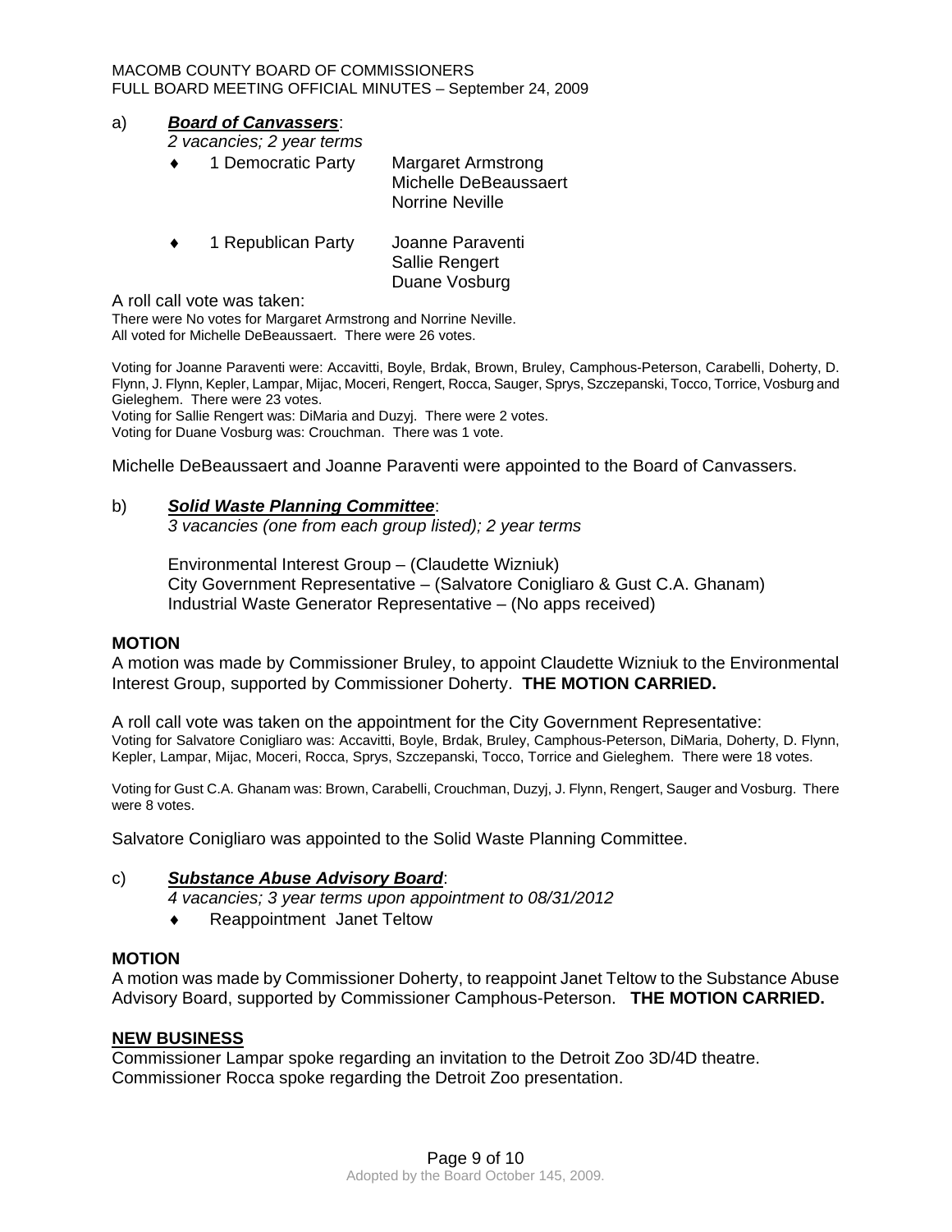a) ***Board of Canvassers***:

*2 vacancies; 2 year terms*

- 1 Democratic Party — Margaret Armstrong, Michelle DeBeaussaert, Norrine Neville
- 1 Republican Party — Joanne Paraventi, Sallie Rengert, Duane Vosburg

A roll call vote was taken:

There were No votes for Margaret Armstrong and Norrine Neville.
All voted for Michelle DeBeaussaert. There were 26 votes.

Voting for Joanne Paraventi were: Accavitti, Boyle, Brdak, Brown, Bruley, Camphous-Peterson, Carabelli, Doherty, D. Flynn, J. Flynn, Kepler, Lampar, Mijac, Moceri, Rengert, Rocca, Sauger, Sprys, Szczepanski, Tocco, Torrice, Vosburg and Gieleghem. There were 23 votes.
Voting for Sallie Rengert was: DiMaria and Duzyj. There were 2 votes.
Voting for Duane Vosburg was: Crouchman. There was 1 vote.

Michelle DeBeaussaert and Joanne Paraventi were appointed to the Board of Canvassers.

b) ***Solid Waste Planning Committee***:

*3 vacancies (one from each group listed); 2 year terms*

Environmental Interest Group – (Claudette Wizniuk)
City Government Representative – (Salvatore Conigliaro & Gust C.A. Ghanam)
Industrial Waste Generator Representative – (No apps received)

**MOTION**

A motion was made by Commissioner Bruley, to appoint Claudette Wizniuk to the Environmental Interest Group, supported by Commissioner Doherty. **THE MOTION CARRIED.**

A roll call vote was taken on the appointment for the City Government Representative:
Voting for Salvatore Conigliaro was: Accavitti, Boyle, Brdak, Bruley, Camphous-Peterson, DiMaria, Doherty, D. Flynn, Kepler, Lampar, Mijac, Moceri, Rocca, Sprys, Szczepanski, Tocco, Torrice and Gieleghem. There were 18 votes.

Voting for Gust C.A. Ghanam was: Brown, Carabelli, Crouchman, Duzyj, J. Flynn, Rengert, Sauger and Vosburg. There were 8 votes.

Salvatore Conigliaro was appointed to the Solid Waste Planning Committee.

c) ***Substance Abuse Advisory Board***:

*4 vacancies; 3 year terms upon appointment to 08/31/2012*

- Reappointment Janet Teltow

**MOTION**

A motion was made by Commissioner Doherty, to reappoint Janet Teltow to the Substance Abuse Advisory Board, supported by Commissioner Camphous-Peterson. **THE MOTION CARRIED.**

**NEW BUSINESS**

Commissioner Lampar spoke regarding an invitation to the Detroit Zoo 3D/4D theatre.
Commissioner Rocca spoke regarding the Detroit Zoo presentation.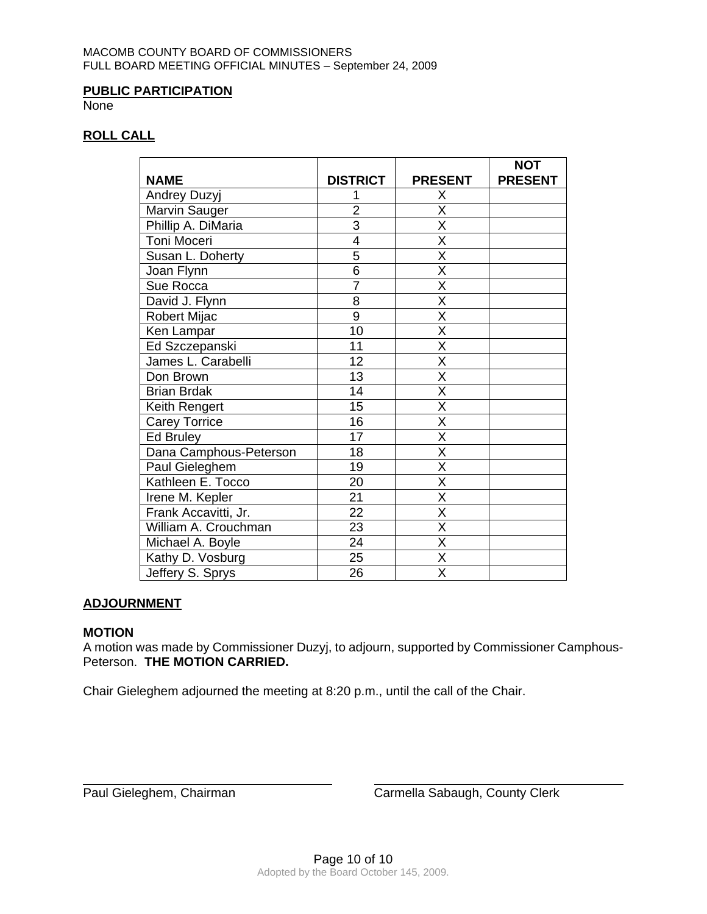**PUBLIC PARTICIPATION**
None

**ROLL CALL**

| NAME | DISTRICT | PRESENT | NOT PRESENT |
|---|---|---|---|
| Andrey Duzyj | 1 | X | |
| Marvin Sauger | 2 | X | |
| Phillip A. DiMaria | 3 | X | |
| Toni Moceri | 4 | X | |
| Susan L. Doherty | 5 | X | |
| Joan Flynn | 6 | X | |
| Sue Rocca | 7 | X | |
| David J. Flynn | 8 | X | |
| Robert Mijac | 9 | X | |
| Ken Lampar | 10 | X | |
| Ed Szczepanski | 11 | X | |
| James L. Carabelli | 12 | X | |
| Don Brown | 13 | X | |
| Brian Brdak | 14 | X | |
| Keith Rengert | 15 | X | |
| Carey Torrice | 16 | X | |
| Ed Bruley | 17 | X | |
| Dana Camphous-Peterson | 18 | X | |
| Paul Gieleghem | 19 | X | |
| Kathleen E. Tocco | 20 | X | |
| Irene M. Kepler | 21 | X | |
| Frank Accavitti, Jr. | 22 | X | |
| William A. Crouchman | 23 | X | |
| Michael A. Boyle | 24 | X | |
| Kathy D. Vosburg | 25 | X | |
| Jeffery S. Sprys | 26 | X | |

**ADJOURNMENT**

**MOTION**
A motion was made by Commissioner Duzyj, to adjourn, supported by Commissioner Camphous-Peterson. **THE MOTION CARRIED.**

Chair Gieleghem adjourned the meeting at 8:20 p.m., until the call of the Chair.

Paul Gieleghem, Chairman

Carmella Sabaugh, County Clerk

Adopted by the Board October 145, 2009.